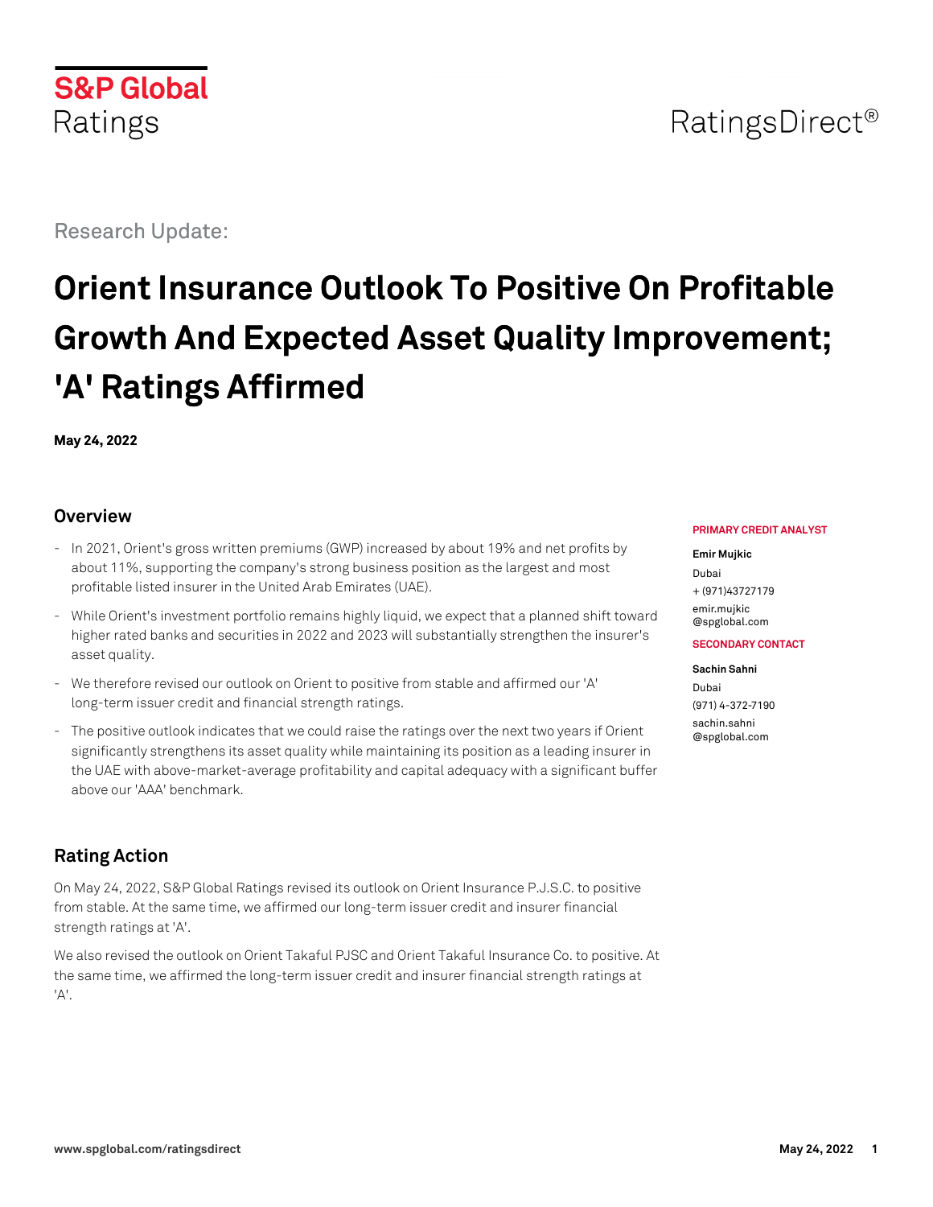S&P Global Ratings

RatingsDirect®

Research Update:

# Orient Insurance Outlook To Positive On Profitable Growth And Expected Asset Quality Improvement; 'A' Ratings Affirmed

**May 24, 2022**

**PRIMARY CREDIT ANALYST**

**Emir Mujkic**
Dubai
+ (971)43727179
emir.mujkic@spglobal.com

**SECONDARY CONTACT**

**Sachin Sahni**
Dubai
(971) 4-372-7190
sachin.sahni@spglobal.com

## Overview

- In 2021, Orient's gross written premiums (GWP) increased by about 19% and net profits by about 11%, supporting the company's strong business position as the largest and most profitable listed insurer in the United Arab Emirates (UAE).
- While Orient's investment portfolio remains highly liquid, we expect that a planned shift toward higher rated banks and securities in 2022 and 2023 will substantially strengthen the insurer's asset quality.
- We therefore revised our outlook on Orient to positive from stable and affirmed our 'A' long-term issuer credit and financial strength ratings.
- The positive outlook indicates that we could raise the ratings over the next two years if Orient significantly strengthens its asset quality while maintaining its position as a leading insurer in the UAE with above-market-average profitability and capital adequacy with a significant buffer above our 'AAA' benchmark.

## Rating Action

On May 24, 2022, S&P Global Ratings revised its outlook on Orient Insurance P.J.S.C. to positive from stable. At the same time, we affirmed our long-term issuer credit and insurer financial strength ratings at 'A'.

We also revised the outlook on Orient Takaful PJSC and Orient Takaful Insurance Co. to positive. At the same time, we affirmed the long-term issuer credit and insurer financial strength ratings at 'A'.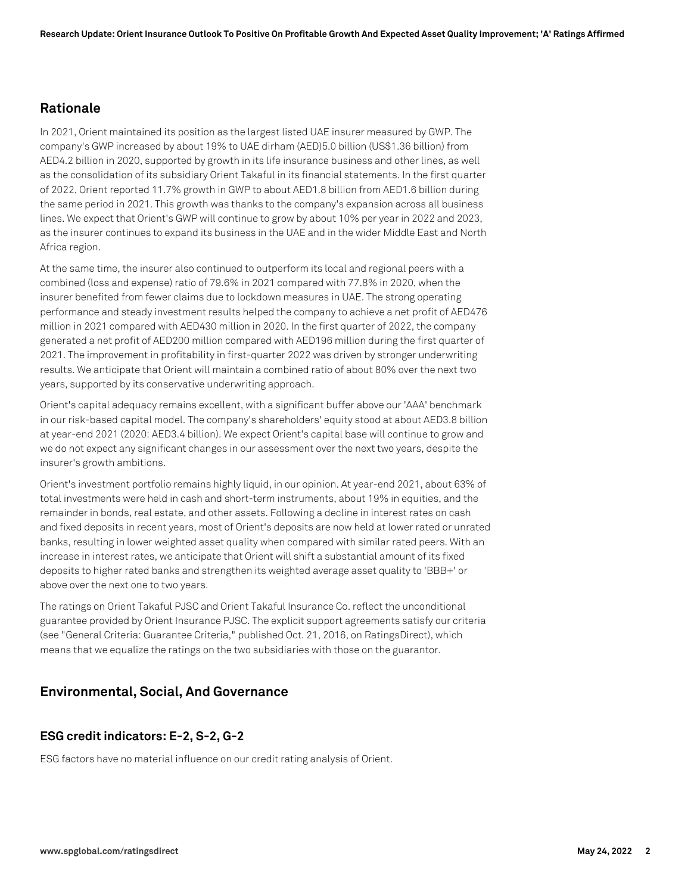## Rationale

In 2021, Orient maintained its position as the largest listed UAE insurer measured by GWP. The company's GWP increased by about 19% to UAE dirham (AED)5.0 billion (US$1.36 billion) from AED4.2 billion in 2020, supported by growth in its life insurance business and other lines, as well as the consolidation of its subsidiary Orient Takaful in its financial statements. In the first quarter of 2022, Orient reported 11.7% growth in GWP to about AED1.8 billion from AED1.6 billion during the same period in 2021. This growth was thanks to the company's expansion across all business lines. We expect that Orient's GWP will continue to grow by about 10% per year in 2022 and 2023, as the insurer continues to expand its business in the UAE and in the wider Middle East and North Africa region.

At the same time, the insurer also continued to outperform its local and regional peers with a combined (loss and expense) ratio of 79.6% in 2021 compared with 77.8% in 2020, when the insurer benefited from fewer claims due to lockdown measures in UAE. The strong operating performance and steady investment results helped the company to achieve a net profit of AED476 million in 2021 compared with AED430 million in 2020. In the first quarter of 2022, the company generated a net profit of AED200 million compared with AED196 million during the first quarter of 2021. The improvement in profitability in first-quarter 2022 was driven by stronger underwriting results. We anticipate that Orient will maintain a combined ratio of about 80% over the next two years, supported by its conservative underwriting approach.

Orient's capital adequacy remains excellent, with a significant buffer above our 'AAA' benchmark in our risk-based capital model. The company's shareholders' equity stood at about AED3.8 billion at year-end 2021 (2020: AED3.4 billion). We expect Orient's capital base will continue to grow and we do not expect any significant changes in our assessment over the next two years, despite the insurer's growth ambitions.

Orient's investment portfolio remains highly liquid, in our opinion. At year-end 2021, about 63% of total investments were held in cash and short-term instruments, about 19% in equities, and the remainder in bonds, real estate, and other assets. Following a decline in interest rates on cash and fixed deposits in recent years, most of Orient's deposits are now held at lower rated or unrated banks, resulting in lower weighted asset quality when compared with similar rated peers. With an increase in interest rates, we anticipate that Orient will shift a substantial amount of its fixed deposits to higher rated banks and strengthen its weighted average asset quality to 'BBB+' or above over the next one to two years.

The ratings on Orient Takaful PJSC and Orient Takaful Insurance Co. reflect the unconditional guarantee provided by Orient Insurance PJSC. The explicit support agreements satisfy our criteria (see "General Criteria: Guarantee Criteria," published Oct. 21, 2016, on RatingsDirect), which means that we equalize the ratings on the two subsidiaries with those on the guarantor.

## Environmental, Social, And Governance

### ESG credit indicators: E-2, S-2, G-2

ESG factors have no material influence on our credit rating analysis of Orient.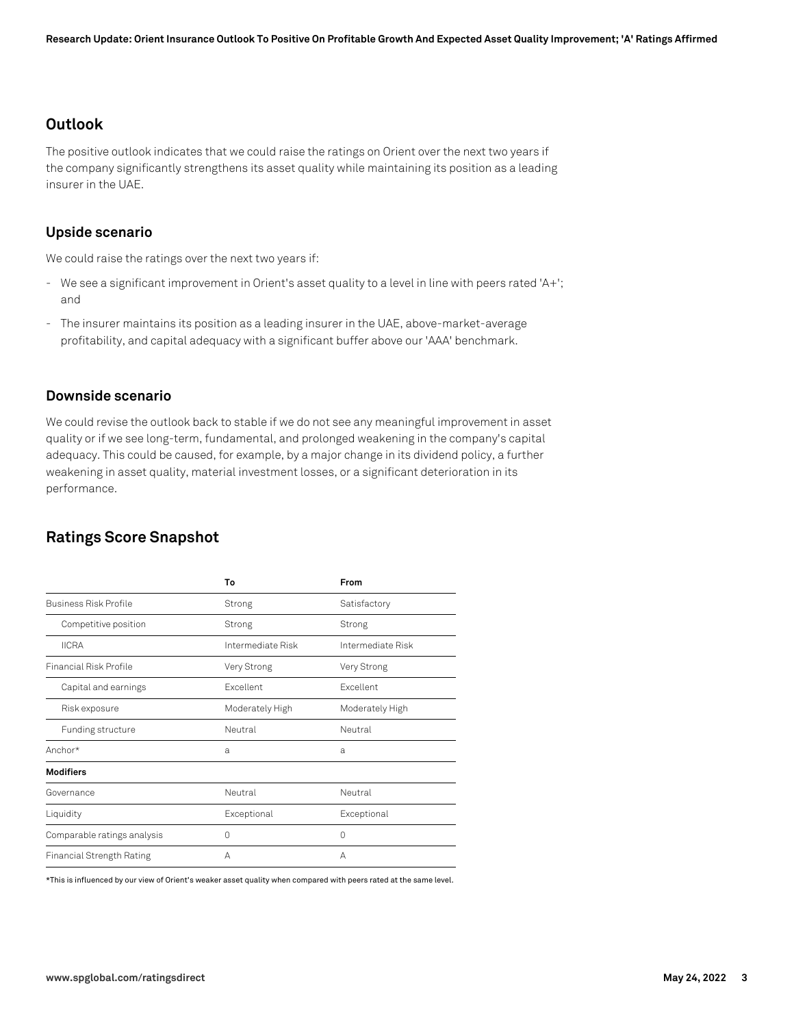## Outlook

The positive outlook indicates that we could raise the ratings on Orient over the next two years if the company significantly strengthens its asset quality while maintaining its position as a leading insurer in the UAE.

### Upside scenario

We could raise the ratings over the next two years if:

- We see a significant improvement in Orient's asset quality to a level in line with peers rated 'A+'; and
- The insurer maintains its position as a leading insurer in the UAE, above-market-average profitability, and capital adequacy with a significant buffer above our 'AAA' benchmark.

### Downside scenario

We could revise the outlook back to stable if we do not see any meaningful improvement in asset quality or if we see long-term, fundamental, and prolonged weakening in the company's capital adequacy. This could be caused, for example, by a major change in its dividend policy, a further weakening in asset quality, material investment losses, or a significant deterioration in its performance.

## Ratings Score Snapshot

| | To | From |
|---|---|---|
| Business Risk Profile | Strong | Satisfactory |
| Competitive position | Strong | Strong |
| IICRA | Intermediate Risk | Intermediate Risk |
| Financial Risk Profile | Very Strong | Very Strong |
| Capital and earnings | Excellent | Excellent |
| Risk exposure | Moderately High | Moderately High |
| Funding structure | Neutral | Neutral |
| Anchor* | a | a |
| **Modifiers** | | |
| Governance | Neutral | Neutral |
| Liquidity | Exceptional | Exceptional |
| Comparable ratings analysis | 0 | 0 |
| Financial Strength Rating | A | A |

*This is influenced by our view of Orient's weaker asset quality when compared with peers rated at the same level.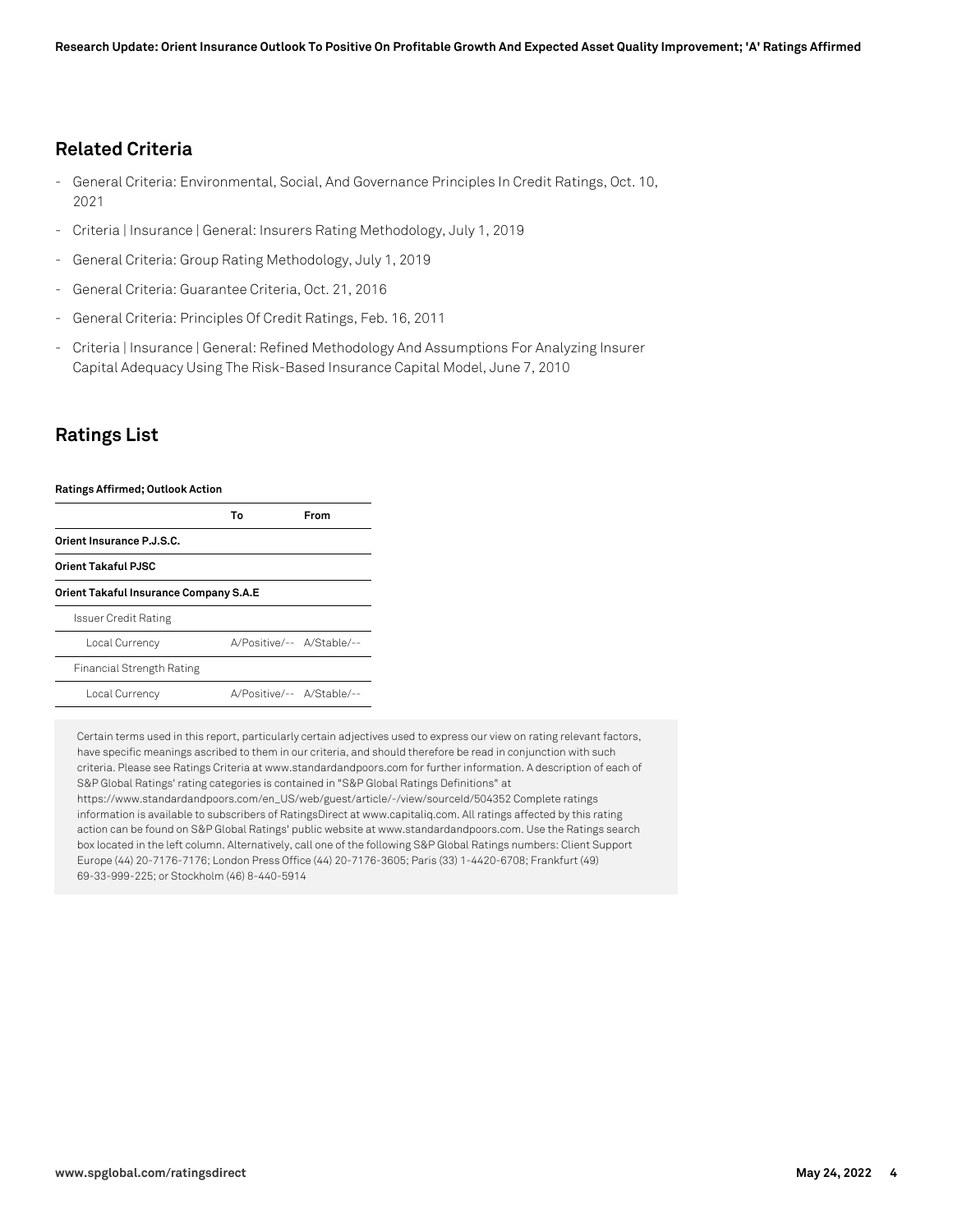## Related Criteria

- General Criteria: Environmental, Social, And Governance Principles In Credit Ratings, Oct. 10, 2021
- Criteria | Insurance | General: Insurers Rating Methodology, July 1, 2019
- General Criteria: Group Rating Methodology, July 1, 2019
- General Criteria: Guarantee Criteria, Oct. 21, 2016
- General Criteria: Principles Of Credit Ratings, Feb. 16, 2011
- Criteria | Insurance | General: Refined Methodology And Assumptions For Analyzing Insurer Capital Adequacy Using The Risk-Based Insurance Capital Model, June 7, 2010

## Ratings List

**Ratings Affirmed; Outlook Action**

| | To | From |
|---|---|---|
| **Orient Insurance P.J.S.C.** | | |
| **Orient Takaful PJSC** | | |
| **Orient Takaful Insurance Company S.A.E** | | |
| Issuer Credit Rating | | |
| Local Currency | A/Positive/-- | A/Stable/-- |
| Financial Strength Rating | | |
| Local Currency | A/Positive/-- | A/Stable/-- |

Certain terms used in this report, particularly certain adjectives used to express our view on rating relevant factors, have specific meanings ascribed to them in our criteria, and should therefore be read in conjunction with such criteria. Please see Ratings Criteria at www.standardandpoors.com for further information. A description of each of S&P Global Ratings' rating categories is contained in "S&P Global Ratings Definitions" at https://www.standardandpoors.com/en_US/web/guest/article/-/view/sourceId/504352 Complete ratings information is available to subscribers of RatingsDirect at www.capitaliq.com. All ratings affected by this rating action can be found on S&P Global Ratings' public website at www.standardandpoors.com. Use the Ratings search box located in the left column. Alternatively, call one of the following S&P Global Ratings numbers: Client Support Europe (44) 20-7176-7176; London Press Office (44) 20-7176-3605; Paris (33) 1-4420-6708; Frankfurt (49) 69-33-999-225; or Stockholm (46) 8-440-5914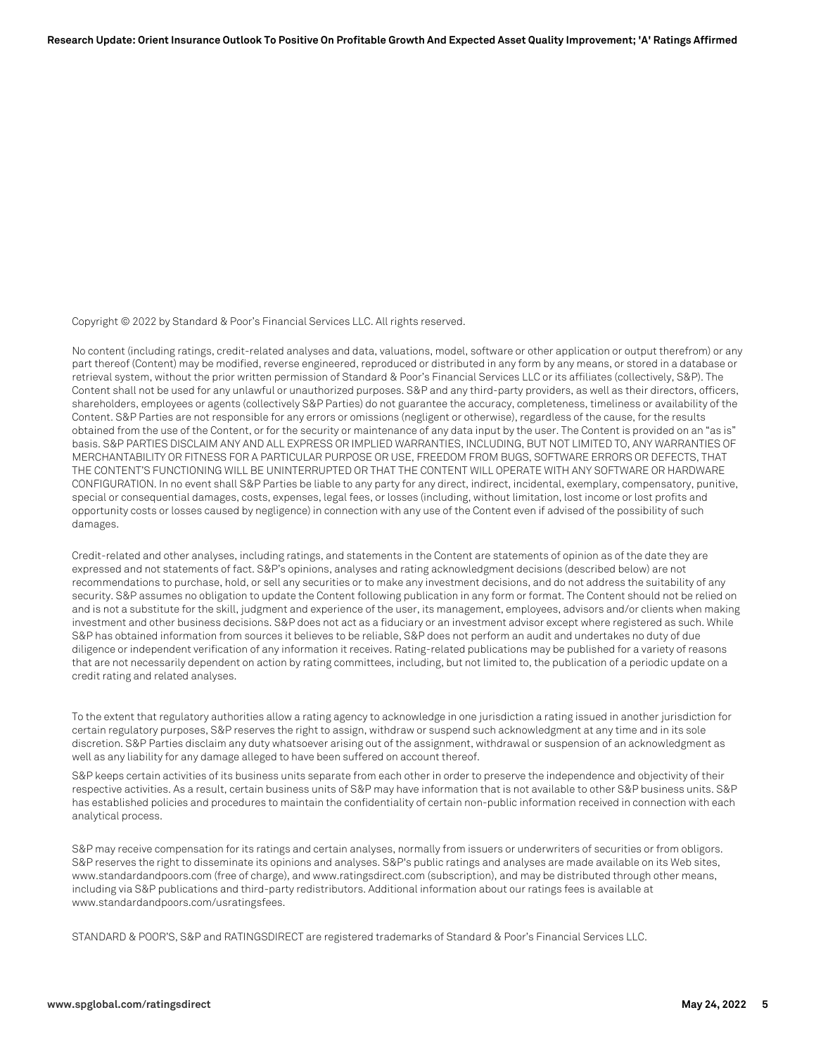Copyright © 2022 by Standard & Poor's Financial Services LLC. All rights reserved.

No content (including ratings, credit-related analyses and data, valuations, model, software or other application or output therefrom) or any part thereof (Content) may be modified, reverse engineered, reproduced or distributed in any form by any means, or stored in a database or retrieval system, without the prior written permission of Standard & Poor's Financial Services LLC or its affiliates (collectively, S&P). The Content shall not be used for any unlawful or unauthorized purposes. S&P and any third-party providers, as well as their directors, officers, shareholders, employees or agents (collectively S&P Parties) do not guarantee the accuracy, completeness, timeliness or availability of the Content. S&P Parties are not responsible for any errors or omissions (negligent or otherwise), regardless of the cause, for the results obtained from the use of the Content, or for the security or maintenance of any data input by the user. The Content is provided on an "as is" basis. S&P PARTIES DISCLAIM ANY AND ALL EXPRESS OR IMPLIED WARRANTIES, INCLUDING, BUT NOT LIMITED TO, ANY WARRANTIES OF MERCHANTABILITY OR FITNESS FOR A PARTICULAR PURPOSE OR USE, FREEDOM FROM BUGS, SOFTWARE ERRORS OR DEFECTS, THAT THE CONTENT'S FUNCTIONING WILL BE UNINTERRUPTED OR THAT THE CONTENT WILL OPERATE WITH ANY SOFTWARE OR HARDWARE CONFIGURATION. In no event shall S&P Parties be liable to any party for any direct, indirect, incidental, exemplary, compensatory, punitive, special or consequential damages, costs, expenses, legal fees, or losses (including, without limitation, lost income or lost profits and opportunity costs or losses caused by negligence) in connection with any use of the Content even if advised of the possibility of such damages.

Credit-related and other analyses, including ratings, and statements in the Content are statements of opinion as of the date they are expressed and not statements of fact. S&P's opinions, analyses and rating acknowledgment decisions (described below) are not recommendations to purchase, hold, or sell any securities or to make any investment decisions, and do not address the suitability of any security. S&P assumes no obligation to update the Content following publication in any form or format. The Content should not be relied on and is not a substitute for the skill, judgment and experience of the user, its management, employees, advisors and/or clients when making investment and other business decisions. S&P does not act as a fiduciary or an investment advisor except where registered as such. While S&P has obtained information from sources it believes to be reliable, S&P does not perform an audit and undertakes no duty of due diligence or independent verification of any information it receives. Rating-related publications may be published for a variety of reasons that are not necessarily dependent on action by rating committees, including, but not limited to, the publication of a periodic update on a credit rating and related analyses.

To the extent that regulatory authorities allow a rating agency to acknowledge in one jurisdiction a rating issued in another jurisdiction for certain regulatory purposes, S&P reserves the right to assign, withdraw or suspend such acknowledgment at any time and in its sole discretion. S&P Parties disclaim any duty whatsoever arising out of the assignment, withdrawal or suspension of an acknowledgment as well as any liability for any damage alleged to have been suffered on account thereof.

S&P keeps certain activities of its business units separate from each other in order to preserve the independence and objectivity of their respective activities. As a result, certain business units of S&P may have information that is not available to other S&P business units. S&P has established policies and procedures to maintain the confidentiality of certain non-public information received in connection with each analytical process.

S&P may receive compensation for its ratings and certain analyses, normally from issuers or underwriters of securities or from obligors. S&P reserves the right to disseminate its opinions and analyses. S&P's public ratings and analyses are made available on its Web sites, www.standardandpoors.com (free of charge), and www.ratingsdirect.com (subscription), and may be distributed through other means, including via S&P publications and third-party redistributors. Additional information about our ratings fees is available at www.standardandpoors.com/usratingsfees.

STANDARD & POOR'S, S&P and RATINGSDIRECT are registered trademarks of Standard & Poor's Financial Services LLC.